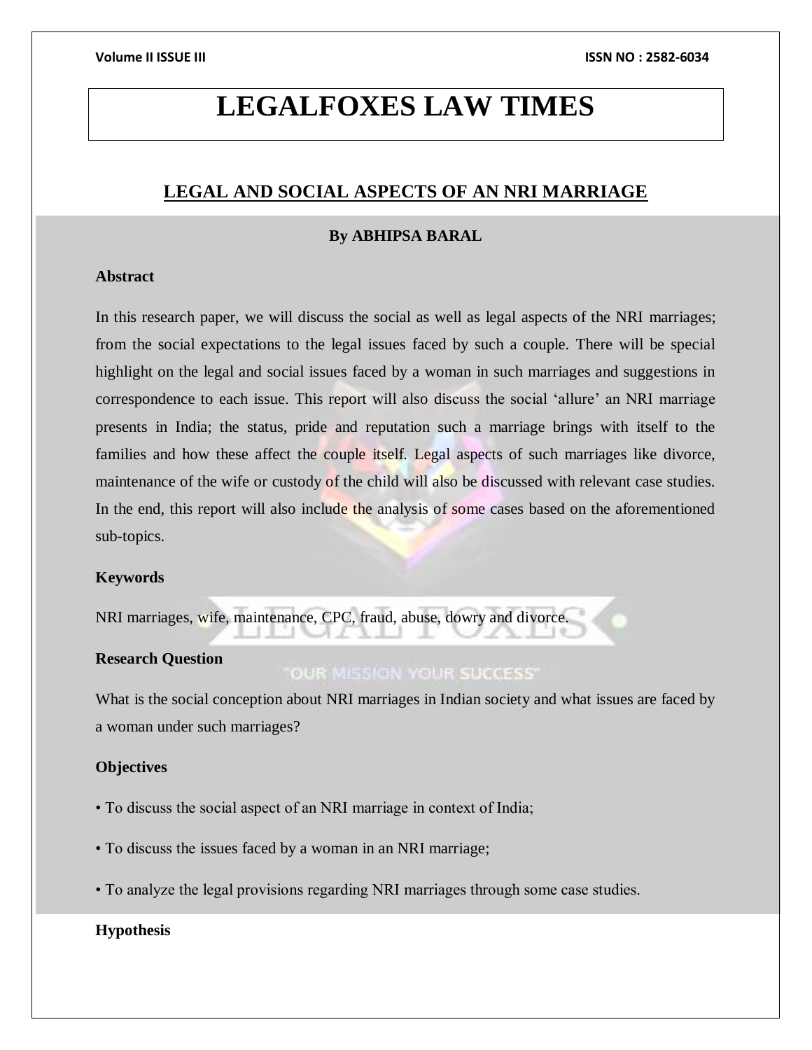# LEGALFOXES LAW TIMES

## LEGAL AND SOCIAL ASPECTS OF AN NRI MARRIAGE

**By ABHIPSA BARAL**

**Abstract**

In this research paper, we will discuss the social as well as legal aspects of the NRI marriages; from the social expectations to the legal issues faced by such a couple. There will be special highlight on the legal and social issues faced by a woman in such marriages and suggestions in correspondence to each issue. This report will also discuss the social 'allure' an NRI marriage presents in India; the status, pride and reputation such a marriage brings with itself to the families and how these affect the couple itself. Legal aspects of such marriages like divorce, maintenance of the wife or custody of the child will also be discussed with relevant case studies. In the end, this report will also include the analysis of some cases based on the aforementioned sub-topics.

**Keywords**

NRI marriages, wife, maintenance, CPC, fraud, abuse, dowry and divorce.

**Research Question**

What is the social conception about NRI marriages in Indian society and what issues are faced by a woman under such marriages?

**Objectives**

- To discuss the social aspect of an NRI marriage in context of India;
- To discuss the issues faced by a woman in an NRI marriage;
- To analyze the legal provisions regarding NRI marriages through some case studies.

**Hypothesis**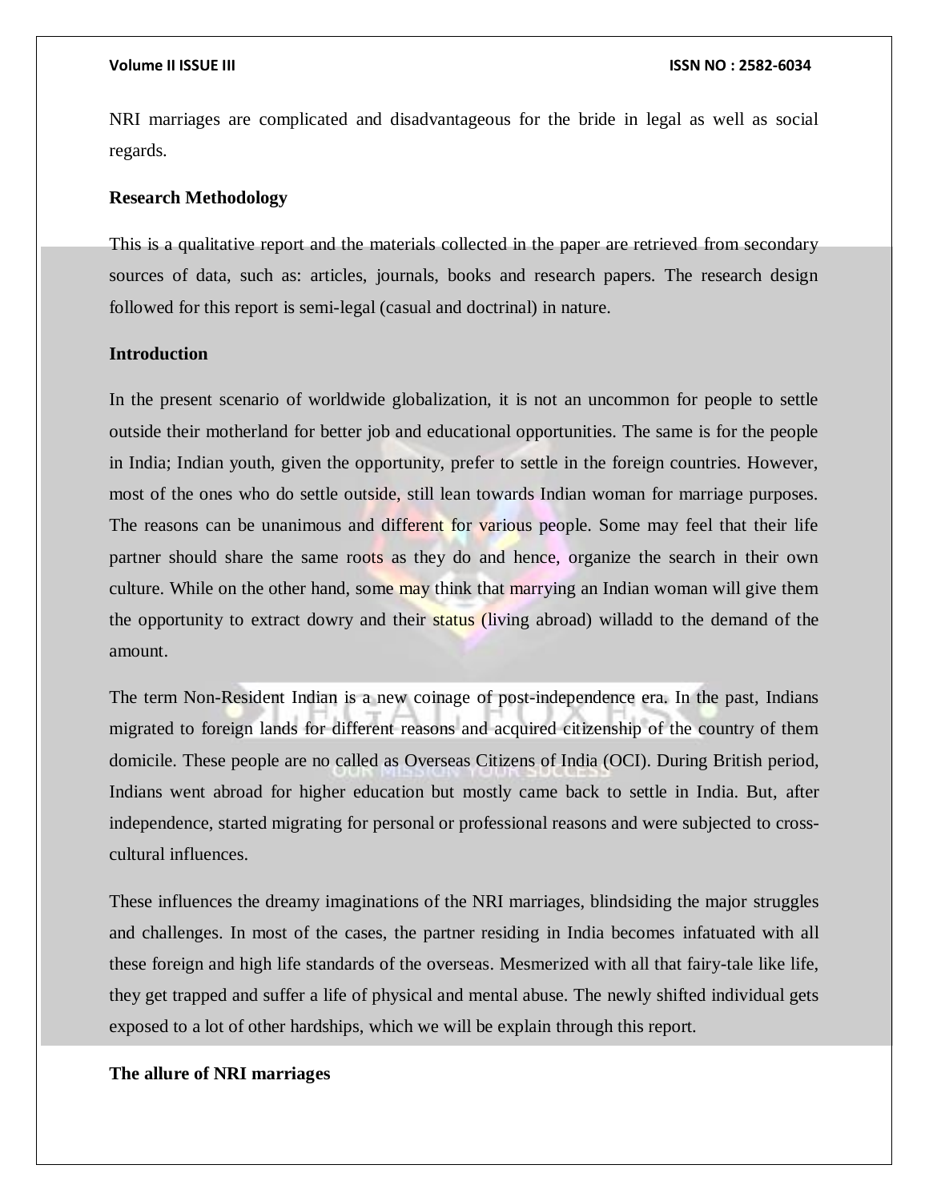NRI marriages are complicated and disadvantageous for the bride in legal as well as social regards.

**Research Methodology**

This is a qualitative report and the materials collected in the paper are retrieved from secondary sources of data, such as: articles, journals, books and research papers. The research design followed for this report is semi-legal (casual and doctrinal) in nature.

**Introduction**

In the present scenario of worldwide globalization, it is not an uncommon for people to settle outside their motherland for better job and educational opportunities. The same is for the people in India; Indian youth, given the opportunity, prefer to settle in the foreign countries. However, most of the ones who do settle outside, still lean towards Indian woman for marriage purposes. The reasons can be unanimous and different for various people. Some may feel that their life partner should share the same roots as they do and hence, organize the search in their own culture. While on the other hand, some may think that marrying an Indian woman will give them the opportunity to extract dowry and their status (living abroad) willadd to the demand of the amount.

The term Non-Resident Indian is a new coinage of post-independence era. In the past, Indians migrated to foreign lands for different reasons and acquired citizenship of the country of them domicile. These people are no called as Overseas Citizens of India (OCI). During British period, Indians went abroad for higher education but mostly came back to settle in India. But, after independence, started migrating for personal or professional reasons and were subjected to cross-cultural influences.

These influences the dreamy imaginations of the NRI marriages, blindsiding the major struggles and challenges. In most of the cases, the partner residing in India becomes infatuated with all these foreign and high life standards of the overseas. Mesmerized with all that fairy-tale like life, they get trapped and suffer a life of physical and mental abuse. The newly shifted individual gets exposed to a lot of other hardships, which we will be explain through this report.

**The allure of NRI marriages**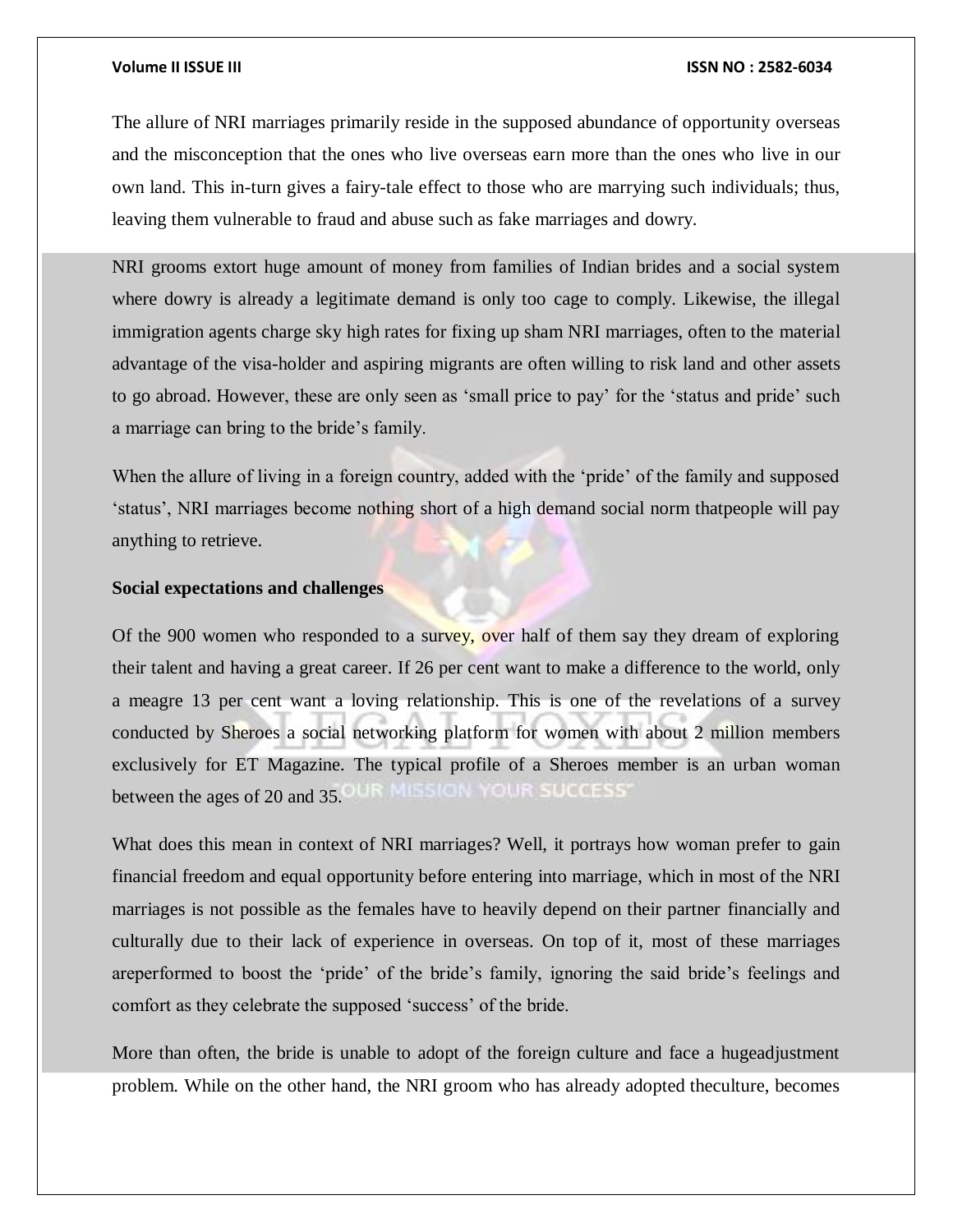The allure of NRI marriages primarily reside in the supposed abundance of opportunity overseas and the misconception that the ones who live overseas earn more than the ones who live in our own land. This in-turn gives a fairy-tale effect to those who are marrying such individuals; thus, leaving them vulnerable to fraud and abuse such as fake marriages and dowry.

NRI grooms extort huge amount of money from families of Indian brides and a social system where dowry is already a legitimate demand is only too cage to comply. Likewise, the illegal immigration agents charge sky high rates for fixing up sham NRI marriages, often to the material advantage of the visa-holder and aspiring migrants are often willing to risk land and other assets to go abroad. However, these are only seen as 'small price to pay' for the 'status and pride' such a marriage can bring to the bride's family.

When the allure of living in a foreign country, added with the 'pride' of the family and supposed 'status', NRI marriages become nothing short of a high demand social norm thatpeople will pay anything to retrieve.

**Social expectations and challenges**

Of the 900 women who responded to a survey, over half of them say they dream of exploring their talent and having a great career. If 26 per cent want to make a difference to the world, only a meagre 13 per cent want a loving relationship. This is one of the revelations of a survey conducted by Sheroes a social networking platform for women with about 2 million members exclusively for ET Magazine. The typical profile of a Sheroes member is an urban woman between the ages of 20 and 35.

What does this mean in context of NRI marriages? Well, it portrays how woman prefer to gain financial freedom and equal opportunity before entering into marriage, which in most of the NRI marriages is not possible as the females have to heavily depend on their partner financially and culturally due to their lack of experience in overseas. On top of it, most of these marriages areperformed to boost the 'pride' of the bride's family, ignoring the said bride's feelings and comfort as they celebrate the supposed 'success' of the bride.

More than often, the bride is unable to adopt of the foreign culture and face a hugeadjustment problem. While on the other hand, the NRI groom who has already adopted theculture, becomes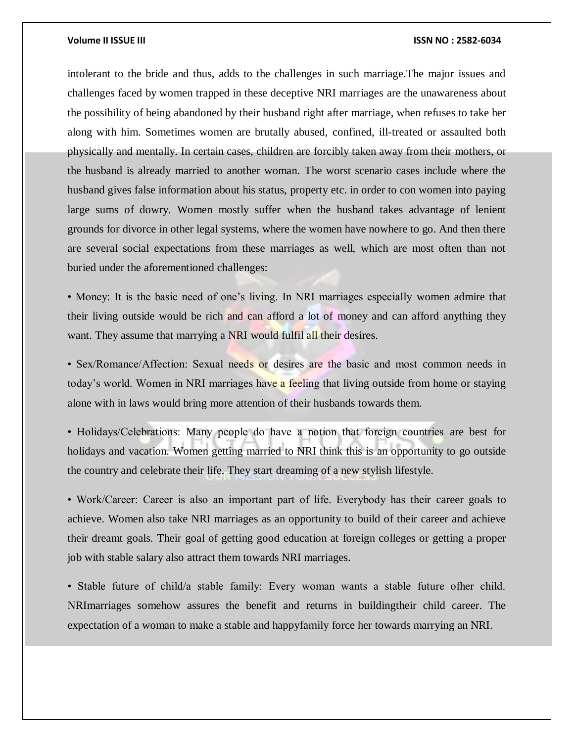intolerant to the bride and thus, adds to the challenges in such marriage.The major issues and challenges faced by women trapped in these deceptive NRI marriages are the unawareness about the possibility of being abandoned by their husband right after marriage, when refuses to take her along with him. Sometimes women are brutally abused, confined, ill-treated or assaulted both physically and mentally. In certain cases, children are forcibly taken away from their mothers, or the husband is already married to another woman. The worst scenario cases include where the husband gives false information about his status, property etc. in order to con women into paying large sums of dowry. Women mostly suffer when the husband takes advantage of lenient grounds for divorce in other legal systems, where the women have nowhere to go. And then there are several social expectations from these marriages as well, which are most often than not buried under the aforementioned challenges:

• Money: It is the basic need of one's living. In NRI marriages especially women admire that their living outside would be rich and can afford a lot of money and can afford anything they want. They assume that marrying a NRI would fulfil all their desires.

• Sex/Romance/Affection: Sexual needs or desires are the basic and most common needs in today's world. Women in NRI marriages have a feeling that living outside from home or staying alone with in laws would bring more attention of their husbands towards them.

• Holidays/Celebrations: Many people do have a notion that foreign countries are best for holidays and vacation. Women getting married to NRI think this is an opportunity to go outside the country and celebrate their life. They start dreaming of a new stylish lifestyle.

• Work/Career: Career is also an important part of life. Everybody has their career goals to achieve. Women also take NRI marriages as an opportunity to build of their career and achieve their dreamt goals. Their goal of getting good education at foreign colleges or getting a proper job with stable salary also attract them towards NRI marriages.

• Stable future of child/a stable family: Every woman wants a stable future ofher child. NRImarriages somehow assures the benefit and returns in buildingtheir child career. The expectation of a woman to make a stable and happyfamily force her towards marrying an NRI.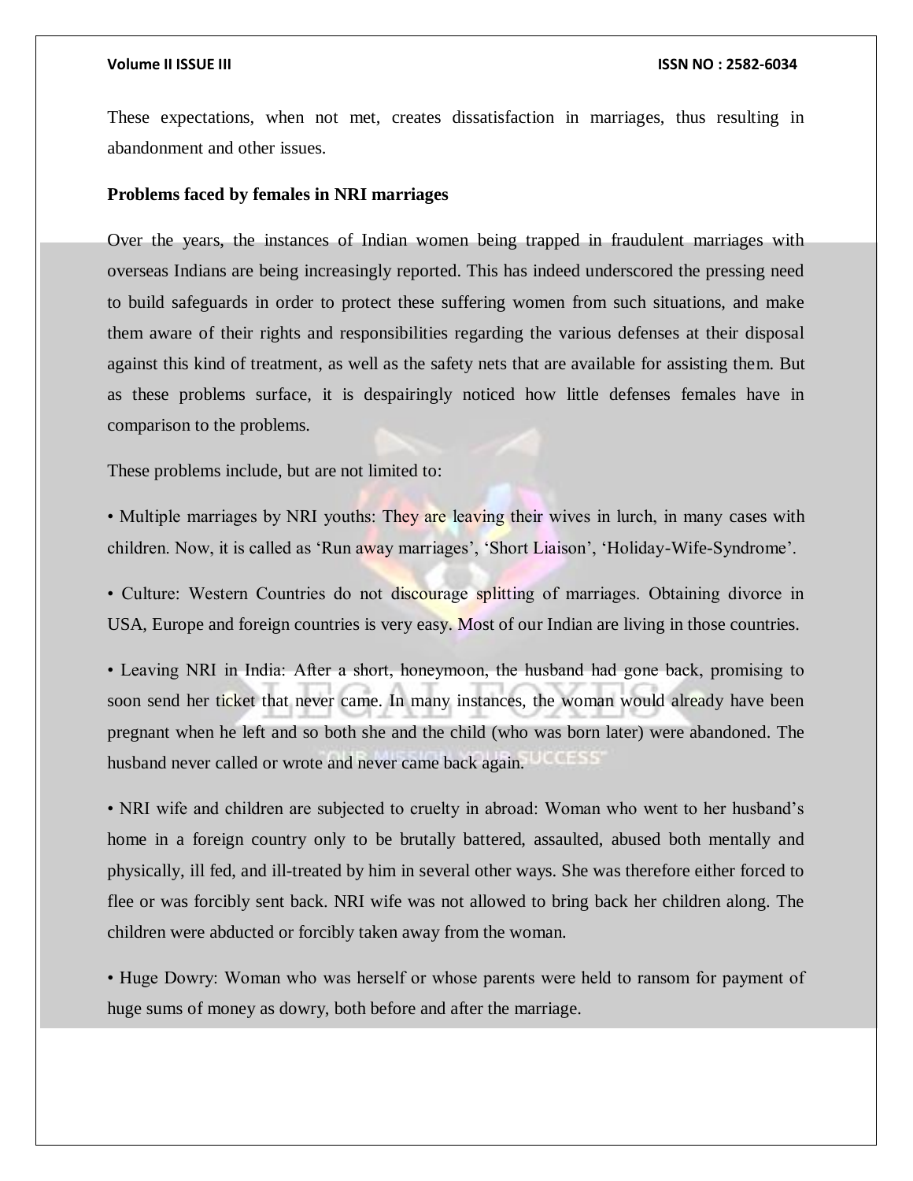These expectations, when not met, creates dissatisfaction in marriages, thus resulting in abandonment and other issues.

**Problems faced by females in NRI marriages**

Over the years, the instances of Indian women being trapped in fraudulent marriages with overseas Indians are being increasingly reported. This has indeed underscored the pressing need to build safeguards in order to protect these suffering women from such situations, and make them aware of their rights and responsibilities regarding the various defenses at their disposal against this kind of treatment, as well as the safety nets that are available for assisting them. But as these problems surface, it is despairingly noticed how little defenses females have in comparison to the problems.

These problems include, but are not limited to:

• Multiple marriages by NRI youths: They are leaving their wives in lurch, in many cases with children. Now, it is called as 'Run away marriages', 'Short Liaison', 'Holiday-Wife-Syndrome'.

• Culture: Western Countries do not discourage splitting of marriages. Obtaining divorce in USA, Europe and foreign countries is very easy. Most of our Indian are living in those countries.

• Leaving NRI in India: After a short, honeymoon, the husband had gone back, promising to soon send her ticket that never came. In many instances, the woman would already have been pregnant when he left and so both she and the child (who was born later) were abandoned. The husband never called or wrote and never came back again.

• NRI wife and children are subjected to cruelty in abroad: Woman who went to her husband's home in a foreign country only to be brutally battered, assaulted, abused both mentally and physically, ill fed, and ill-treated by him in several other ways. She was therefore either forced to flee or was forcibly sent back. NRI wife was not allowed to bring back her children along. The children were abducted or forcibly taken away from the woman.

• Huge Dowry: Woman who was herself or whose parents were held to ransom for payment of huge sums of money as dowry, both before and after the marriage.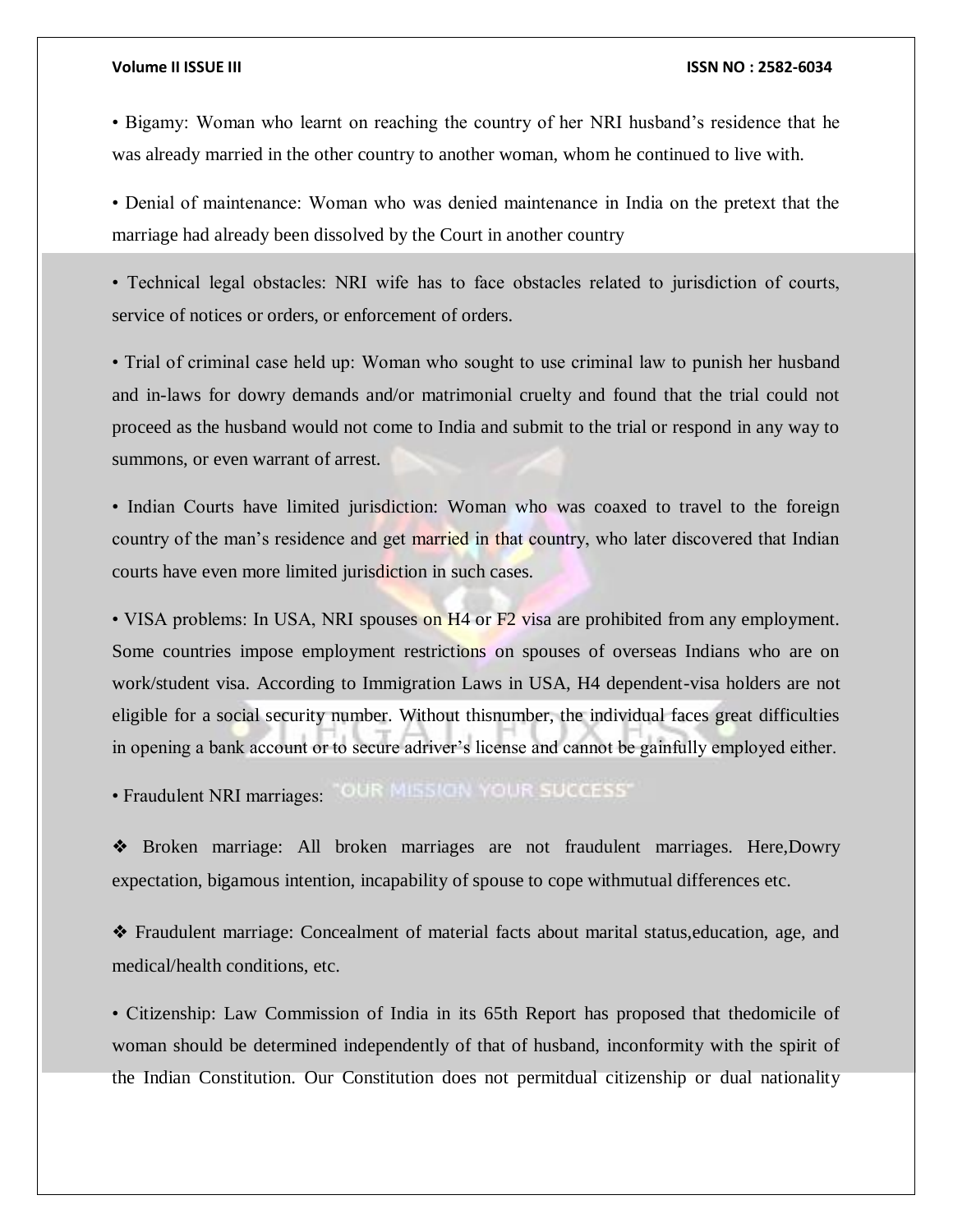- Bigamy: Woman who learnt on reaching the country of her NRI husband's residence that he was already married in the other country to another woman, whom he continued to live with.

- Denial of maintenance: Woman who was denied maintenance in India on the pretext that the marriage had already been dissolved by the Court in another country

- Technical legal obstacles: NRI wife has to face obstacles related to jurisdiction of courts, service of notices or orders, or enforcement of orders.

- Trial of criminal case held up: Woman who sought to use criminal law to punish her husband and in-laws for dowry demands and/or matrimonial cruelty and found that the trial could not proceed as the husband would not come to India and submit to the trial or respond in any way to summons, or even warrant of arrest.

- Indian Courts have limited jurisdiction: Woman who was coaxed to travel to the foreign country of the man's residence and get married in that country, who later discovered that Indian courts have even more limited jurisdiction in such cases.

- VISA problems: In USA, NRI spouses on H4 or F2 visa are prohibited from any employment. Some countries impose employment restrictions on spouses of overseas Indians who are on work/student visa. According to Immigration Laws in USA, H4 dependent-visa holders are not eligible for a social security number. Without thisnumber, the individual faces great difficulties in opening a bank account or to secure adriver's license and cannot be gainfully employed either.

- Fraudulent NRI marriages:

  - Broken marriage: All broken marriages are not fraudulent marriages. Here,Dowry expectation, bigamous intention, incapability of spouse to cope withmutual differences etc.

  - Fraudulent marriage: Concealment of material facts about marital status,education, age, and medical/health conditions, etc.

- Citizenship: Law Commission of India in its 65th Report has proposed that thedomicile of woman should be determined independently of that of husband, inconformity with the spirit of the Indian Constitution. Our Constitution does not permitdual citizenship or dual nationality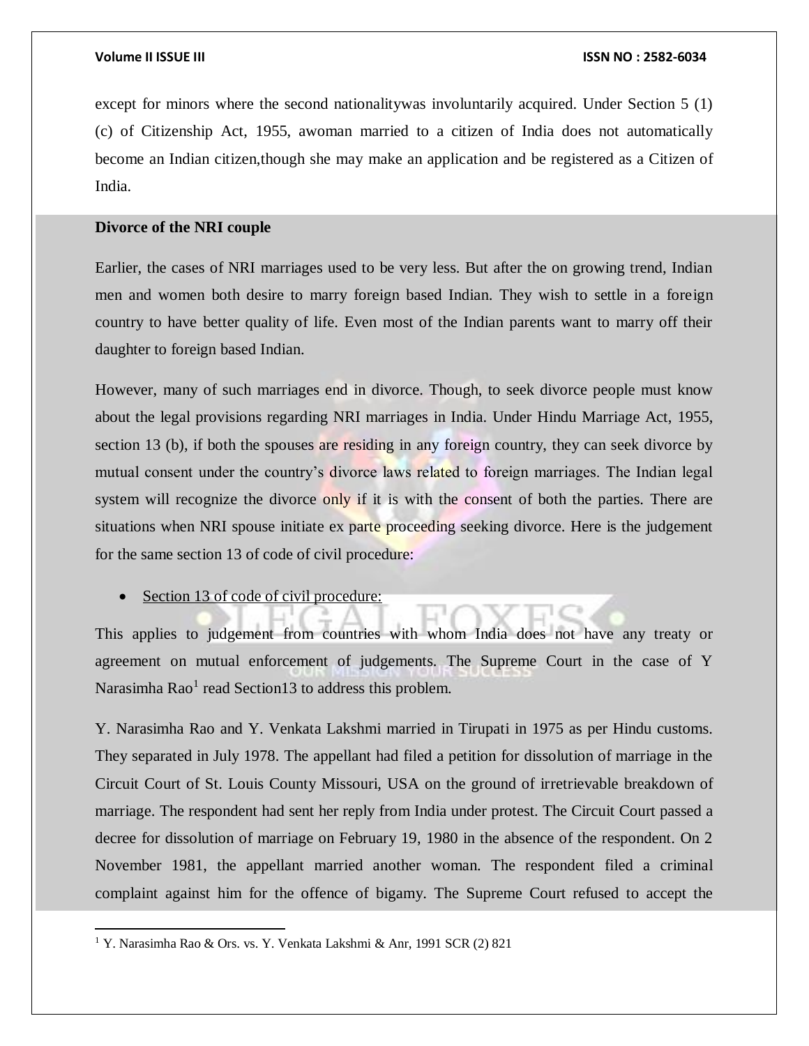except for minors where the second nationalitywas involuntarily acquired. Under Section 5 (1) (c) of Citizenship Act, 1955, awoman married to a citizen of India does not automatically become an Indian citizen,though she may make an application and be registered as a Citizen of India.

**Divorce of the NRI couple**

Earlier, the cases of NRI marriages used to be very less. But after the on growing trend, Indian men and women both desire to marry foreign based Indian. They wish to settle in a foreign country to have better quality of life. Even most of the Indian parents want to marry off their daughter to foreign based Indian.

However, many of such marriages end in divorce. Though, to seek divorce people must know about the legal provisions regarding NRI marriages in India. Under Hindu Marriage Act, 1955, section 13 (b), if both the spouses are residing in any foreign country, they can seek divorce by mutual consent under the country's divorce laws related to foreign marriages. The Indian legal system will recognize the divorce only if it is with the consent of both the parties. There are situations when NRI spouse initiate ex parte proceeding seeking divorce. Here is the judgement for the same section 13 of code of civil procedure:

- Section 13 of code of civil procedure:

This applies to judgement from countries with whom India does not have any treaty or agreement on mutual enforcement of judgements. The Supreme Court in the case of Y Narasimha Rao[1] read Section13 to address this problem.

Y. Narasimha Rao and Y. Venkata Lakshmi married in Tirupati in 1975 as per Hindu customs. They separated in July 1978. The appellant had filed a petition for dissolution of marriage in the Circuit Court of St. Louis County Missouri, USA on the ground of irretrievable breakdown of marriage. The respondent had sent her reply from India under protest. The Circuit Court passed a decree for dissolution of marriage on February 19, 1980 in the absence of the respondent. On 2 November 1981, the appellant married another woman. The respondent filed a criminal complaint against him for the offence of bigamy. The Supreme Court refused to accept the

[1] Y. Narasimha Rao & Ors. vs. Y. Venkata Lakshmi & Anr, 1991 SCR (2) 821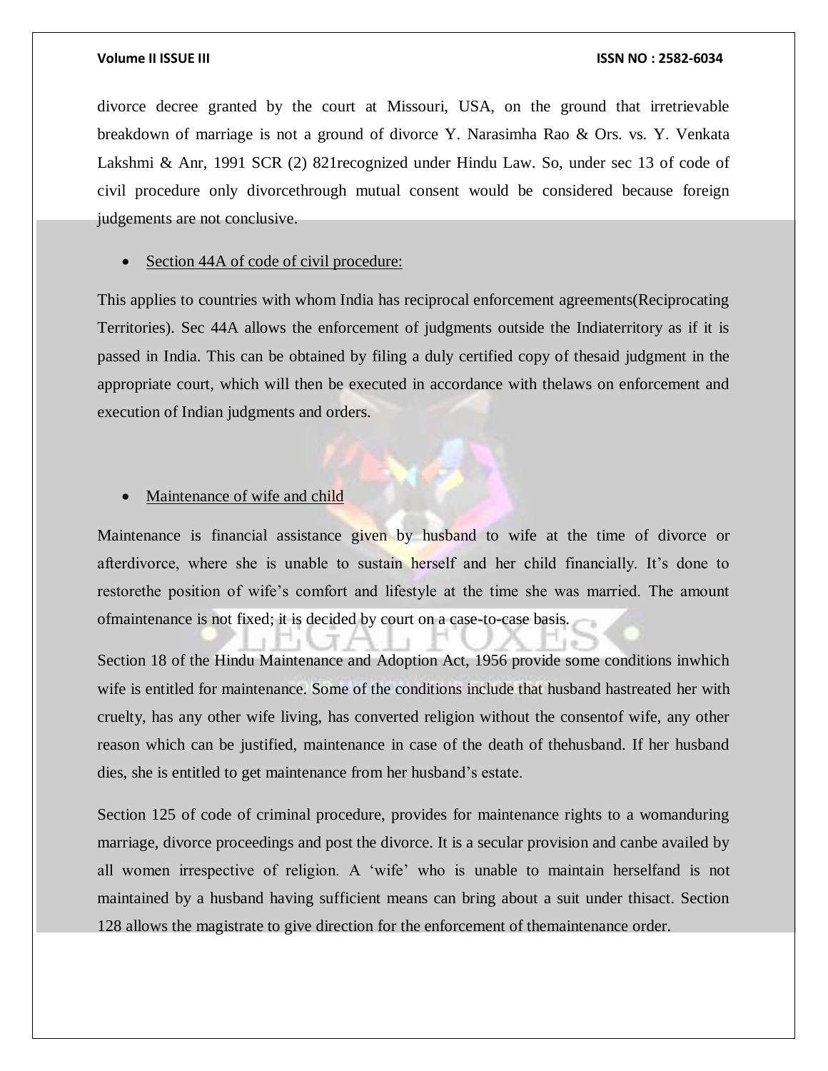divorce decree granted by the court at Missouri, USA, on the ground that irretrievable breakdown of marriage is not a ground of divorce Y. Narasimha Rao & Ors. vs. Y. Venkata Lakshmi & Anr, 1991 SCR (2) 821recognized under Hindu Law. So, under sec 13 of code of civil procedure only divorcethrough mutual consent would be considered because foreign judgements are not conclusive.

- <u>Section 44A of code of civil procedure:</u>

This applies to countries with whom India has reciprocal enforcement agreements(Reciprocating Territories). Sec 44A allows the enforcement of judgments outside the Indiaterritory as if it is passed in India. This can be obtained by filing a duly certified copy of thesaid judgment in the appropriate court, which will then be executed in accordance with thelaws on enforcement and execution of Indian judgments and orders.

- <u>Maintenance of wife and child</u>

Maintenance is financial assistance given by husband to wife at the time of divorce or afterdivorce, where she is unable to sustain herself and her child financially. It's done to restorethe position of wife's comfort and lifestyle at the time she was married. The amount ofmaintenance is not fixed; it is decided by court on a case-to-case basis.

Section 18 of the Hindu Maintenance and Adoption Act, 1956 provide some conditions inwhich wife is entitled for maintenance. Some of the conditions include that husband hastreated her with cruelty, has any other wife living, has converted religion without the consentof wife, any other reason which can be justified, maintenance in case of the death of thehusband. If her husband dies, she is entitled to get maintenance from her husband's estate.

Section 125 of code of criminal procedure, provides for maintenance rights to a womanduring marriage, divorce proceedings and post the divorce. It is a secular provision and canbe availed by all women irrespective of religion. A 'wife' who is unable to maintain herselfand is not maintained by a husband having sufficient means can bring about a suit under thisact. Section 128 allows the magistrate to give direction for the enforcement of themaintenance order.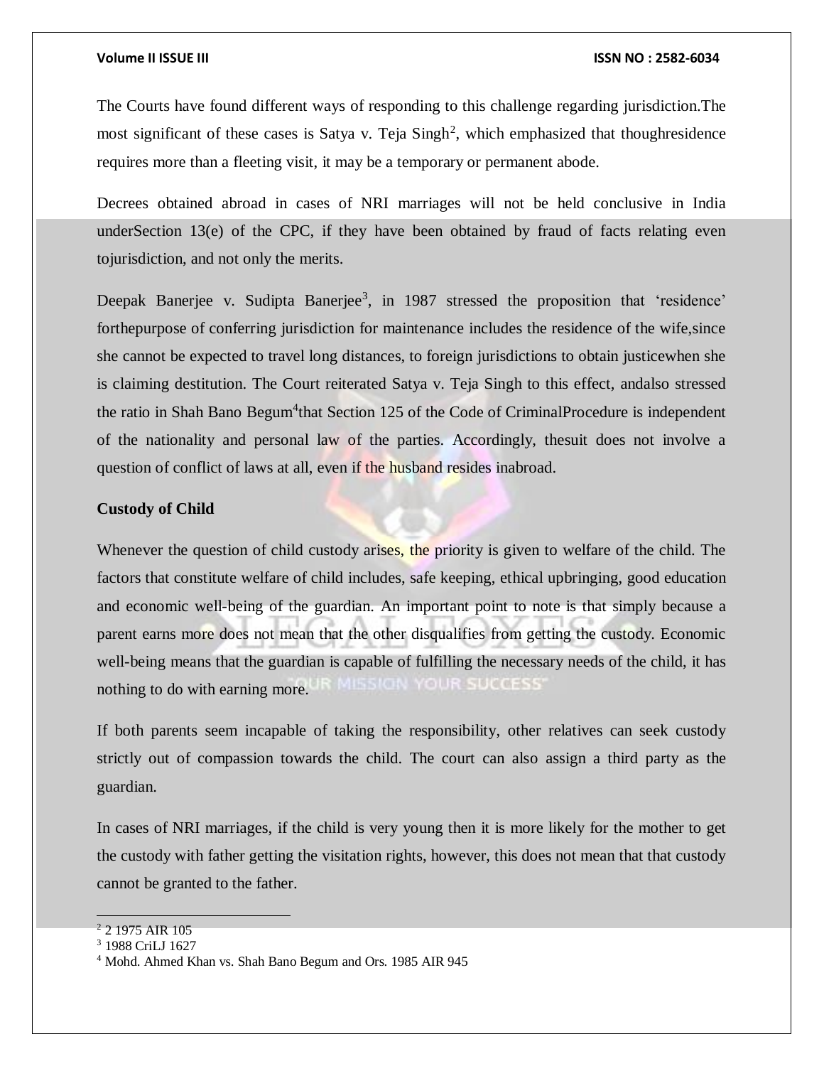The Courts have found different ways of responding to this challenge regarding jurisdiction.The most significant of these cases is Satya v. Teja Singh[2], which emphasized that thoughresidence requires more than a fleeting visit, it may be a temporary or permanent abode.

Decrees obtained abroad in cases of NRI marriages will not be held conclusive in India underSection 13(e) of the CPC, if they have been obtained by fraud of facts relating even tojurisdiction, and not only the merits.

Deepak Banerjee v. Sudipta Banerjee[3], in 1987 stressed the proposition that 'residence' forthepurpose of conferring jurisdiction for maintenance includes the residence of the wife,since she cannot be expected to travel long distances, to foreign jurisdictions to obtain justicewhen she is claiming destitution. The Court reiterated Satya v. Teja Singh to this effect, andalso stressed the ratio in Shah Bano Begum[4]that Section 125 of the Code of CriminalProcedure is independent of the nationality and personal law of the parties. Accordingly, thesuit does not involve a question of conflict of laws at all, even if the husband resides inabroad.

**Custody of Child**

Whenever the question of child custody arises, the priority is given to welfare of the child. The factors that constitute welfare of child includes, safe keeping, ethical upbringing, good education and economic well-being of the guardian. An important point to note is that simply because a parent earns more does not mean that the other disqualifies from getting the custody. Economic well-being means that the guardian is capable of fulfilling the necessary needs of the child, it has nothing to do with earning more.

If both parents seem incapable of taking the responsibility, other relatives can seek custody strictly out of compassion towards the child. The court can also assign a third party as the guardian.

In cases of NRI marriages, if the child is very young then it is more likely for the mother to get the custody with father getting the visitation rights, however, this does not mean that that custody cannot be granted to the father.

---

[2] 2 1975 AIR 105

[3] 1988 CriLJ 1627

[4] Mohd. Ahmed Khan vs. Shah Bano Begum and Ors. 1985 AIR 945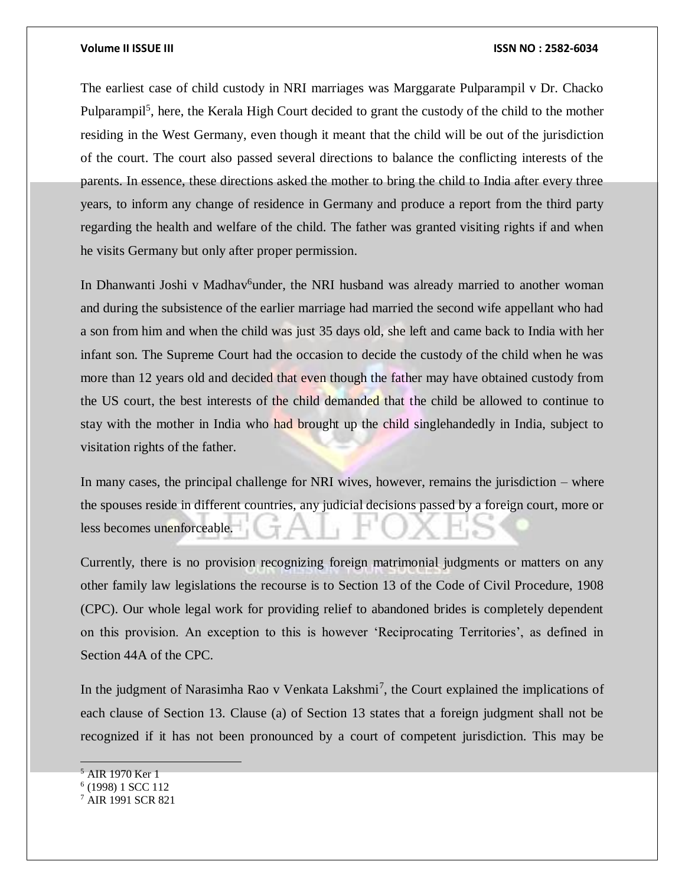The earliest case of child custody in NRI marriages was Marggarate Pulparampil v Dr. Chacko Pulparampil[5], here, the Kerala High Court decided to grant the custody of the child to the mother residing in the West Germany, even though it meant that the child will be out of the jurisdiction of the court. The court also passed several directions to balance the conflicting interests of the parents. In essence, these directions asked the mother to bring the child to India after every three years, to inform any change of residence in Germany and produce a report from the third party regarding the health and welfare of the child. The father was granted visiting rights if and when he visits Germany but only after proper permission.

In Dhanwanti Joshi v Madhav[6]under, the NRI husband was already married to another woman and during the subsistence of the earlier marriage had married the second wife appellant who had a son from him and when the child was just 35 days old, she left and came back to India with her infant son. The Supreme Court had the occasion to decide the custody of the child when he was more than 12 years old and decided that even though the father may have obtained custody from the US court, the best interests of the child demanded that the child be allowed to continue to stay with the mother in India who had brought up the child singlehandedly in India, subject to visitation rights of the father.

In many cases, the principal challenge for NRI wives, however, remains the jurisdiction – where the spouses reside in different countries, any judicial decisions passed by a foreign court, more or less becomes unenforceable.

Currently, there is no provision recognizing foreign matrimonial judgments or matters on any other family law legislations the recourse is to Section 13 of the Code of Civil Procedure, 1908 (CPC). Our whole legal work for providing relief to abandoned brides is completely dependent on this provision. An exception to this is however 'Reciprocating Territories', as defined in Section 44A of the CPC.

In the judgment of Narasimha Rao v Venkata Lakshmi[7], the Court explained the implications of each clause of Section 13. Clause (a) of Section 13 states that a foreign judgment shall not be recognized if it has not been pronounced by a court of competent jurisdiction. This may be

---

[5] AIR 1970 Ker 1

[6] (1998) 1 SCC 112

[7] AIR 1991 SCR 821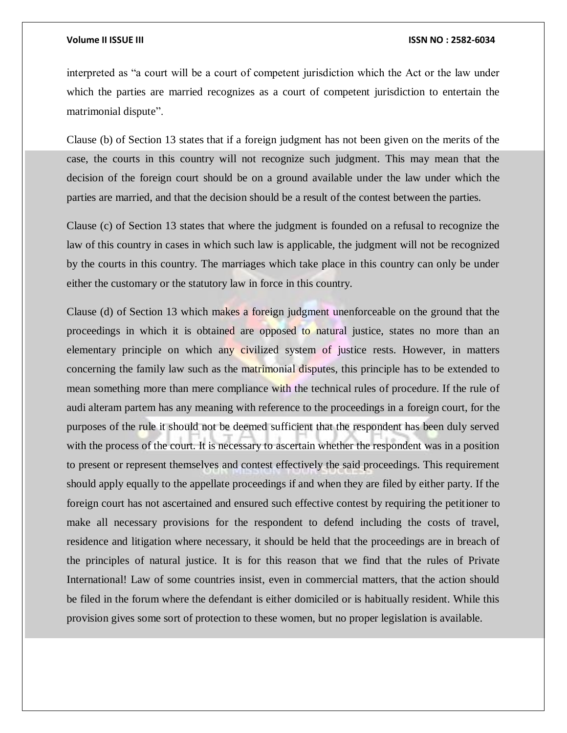interpreted as "a court will be a court of competent jurisdiction which the Act or the law under which the parties are married recognizes as a court of competent jurisdiction to entertain the matrimonial dispute".

Clause (b) of Section 13 states that if a foreign judgment has not been given on the merits of the case, the courts in this country will not recognize such judgment. This may mean that the decision of the foreign court should be on a ground available under the law under which the parties are married, and that the decision should be a result of the contest between the parties.

Clause (c) of Section 13 states that where the judgment is founded on a refusal to recognize the law of this country in cases in which such law is applicable, the judgment will not be recognized by the courts in this country. The marriages which take place in this country can only be under either the customary or the statutory law in force in this country.

Clause (d) of Section 13 which makes a foreign judgment unenforceable on the ground that the proceedings in which it is obtained are opposed to natural justice, states no more than an elementary principle on which any civilized system of justice rests. However, in matters concerning the family law such as the matrimonial disputes, this principle has to be extended to mean something more than mere compliance with the technical rules of procedure. If the rule of audi alteram partem has any meaning with reference to the proceedings in a foreign court, for the purposes of the rule it should not be deemed sufficient that the respondent has been duly served with the process of the court. It is necessary to ascertain whether the respondent was in a position to present or represent themselves and contest effectively the said proceedings. This requirement should apply equally to the appellate proceedings if and when they are filed by either party. If the foreign court has not ascertained and ensured such effective contest by requiring the petitioner to make all necessary provisions for the respondent to defend including the costs of travel, residence and litigation where necessary, it should be held that the proceedings are in breach of the principles of natural justice. It is for this reason that we find that the rules of Private International! Law of some countries insist, even in commercial matters, that the action should be filed in the forum where the defendant is either domiciled or is habitually resident. While this provision gives some sort of protection to these women, but no proper legislation is available.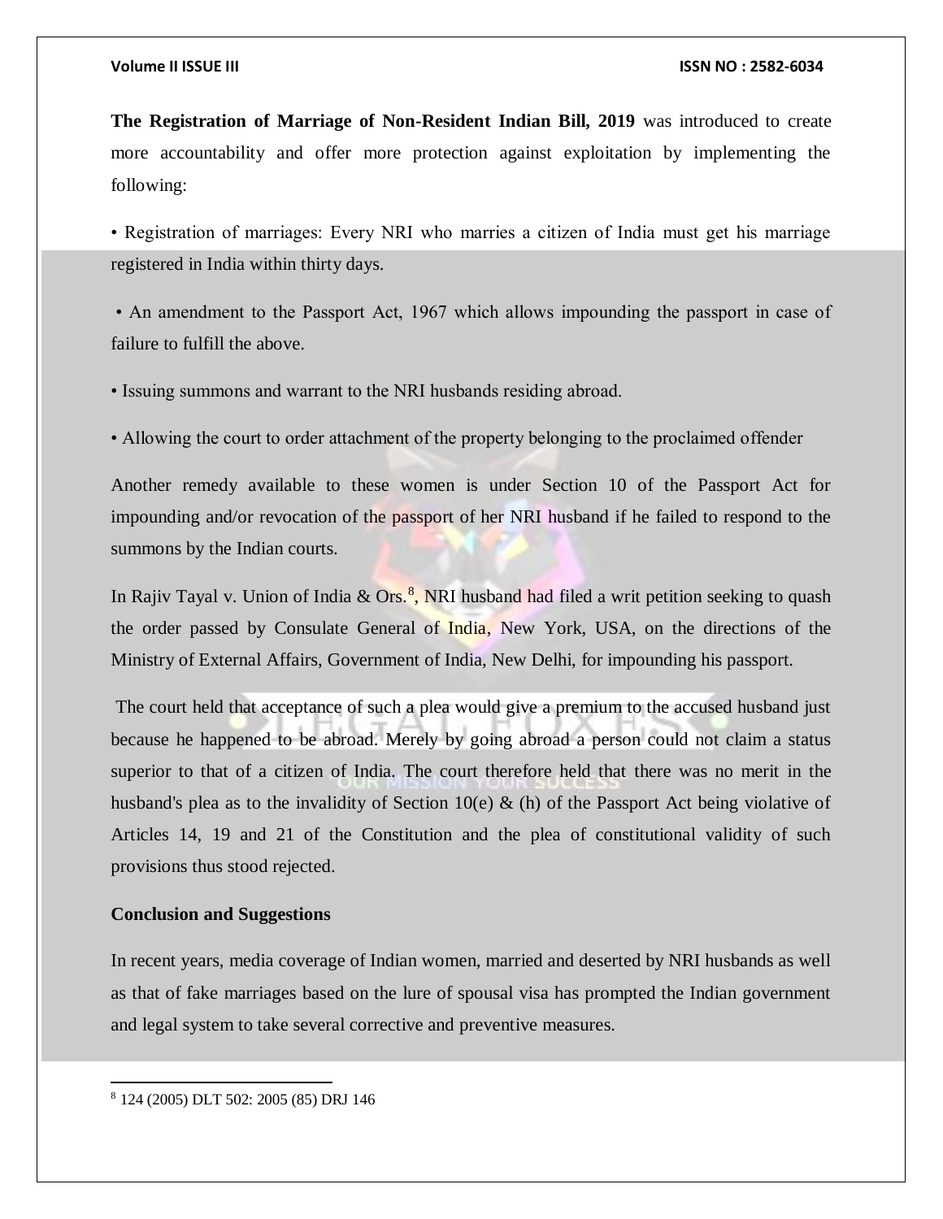**The Registration of Marriage of Non-Resident Indian Bill, 2019** was introduced to create more accountability and offer more protection against exploitation by implementing the following:

- Registration of marriages: Every NRI who marries a citizen of India must get his marriage registered in India within thirty days.
- An amendment to the Passport Act, 1967 which allows impounding the passport in case of failure to fulfill the above.
- Issuing summons and warrant to the NRI husbands residing abroad.
- Allowing the court to order attachment of the property belonging to the proclaimed offender

Another remedy available to these women is under Section 10 of the Passport Act for impounding and/or revocation of the passport of her NRI husband if he failed to respond to the summons by the Indian courts.

In Rajiv Tayal v. Union of India & Ors.[8], NRI husband had filed a writ petition seeking to quash the order passed by Consulate General of India, New York, USA, on the directions of the Ministry of External Affairs, Government of India, New Delhi, for impounding his passport.

The court held that acceptance of such a plea would give a premium to the accused husband just because he happened to be abroad. Merely by going abroad a person could not claim a status superior to that of a citizen of India. The court therefore held that there was no merit in the husband's plea as to the invalidity of Section 10(e) & (h) of the Passport Act being violative of Articles 14, 19 and 21 of the Constitution and the plea of constitutional validity of such provisions thus stood rejected.

**Conclusion and Suggestions**

In recent years, media coverage of Indian women, married and deserted by NRI husbands as well as that of fake marriages based on the lure of spousal visa has prompted the Indian government and legal system to take several corrective and preventive measures.

[8] 124 (2005) DLT 502: 2005 (85) DRJ 146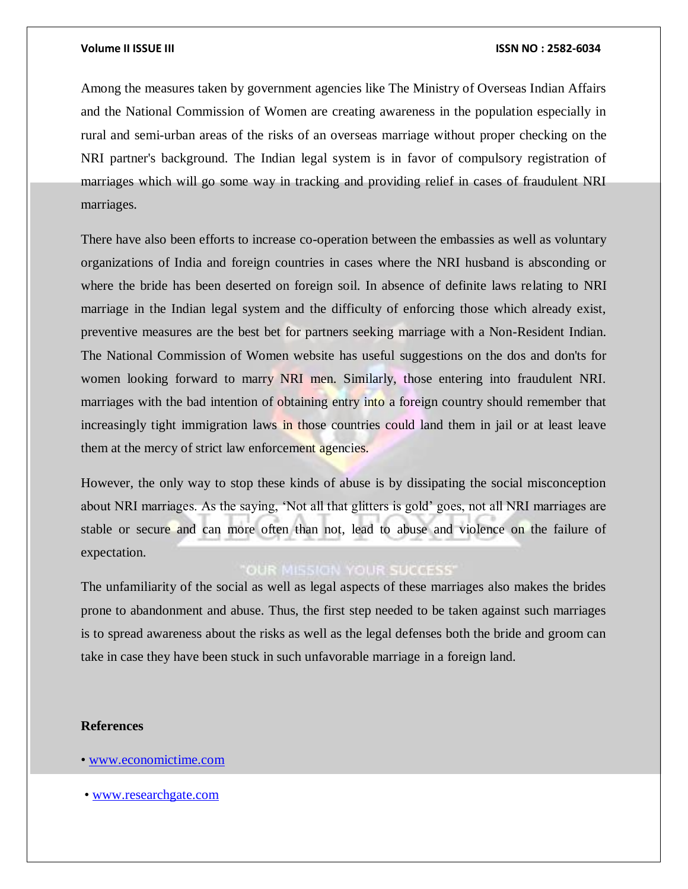Among the measures taken by government agencies like The Ministry of Overseas Indian Affairs and the National Commission of Women are creating awareness in the population especially in rural and semi-urban areas of the risks of an overseas marriage without proper checking on the NRI partner's background. The Indian legal system is in favor of compulsory registration of marriages which will go some way in tracking and providing relief in cases of fraudulent NRI marriages.

There have also been efforts to increase co-operation between the embassies as well as voluntary organizations of India and foreign countries in cases where the NRI husband is absconding or where the bride has been deserted on foreign soil. In absence of definite laws relating to NRI marriage in the Indian legal system and the difficulty of enforcing those which already exist, preventive measures are the best bet for partners seeking marriage with a Non-Resident Indian. The National Commission of Women website has useful suggestions on the dos and don'ts for women looking forward to marry NRI men. Similarly, those entering into fraudulent NRI. marriages with the bad intention of obtaining entry into a foreign country should remember that increasingly tight immigration laws in those countries could land them in jail or at least leave them at the mercy of strict law enforcement agencies.

However, the only way to stop these kinds of abuse is by dissipating the social misconception about NRI marriages. As the saying, 'Not all that glitters is gold' goes, not all NRI marriages are stable or secure and can more often than not, lead to abuse and violence on the failure of expectation.

The unfamiliarity of the social as well as legal aspects of these marriages also makes the brides prone to abandonment and abuse. Thus, the first step needed to be taken against such marriages is to spread awareness about the risks as well as the legal defenses both the bride and groom can take in case they have been stuck in such unfavorable marriage in a foreign land.

**References**

- www.economictime.com
- www.researchgate.com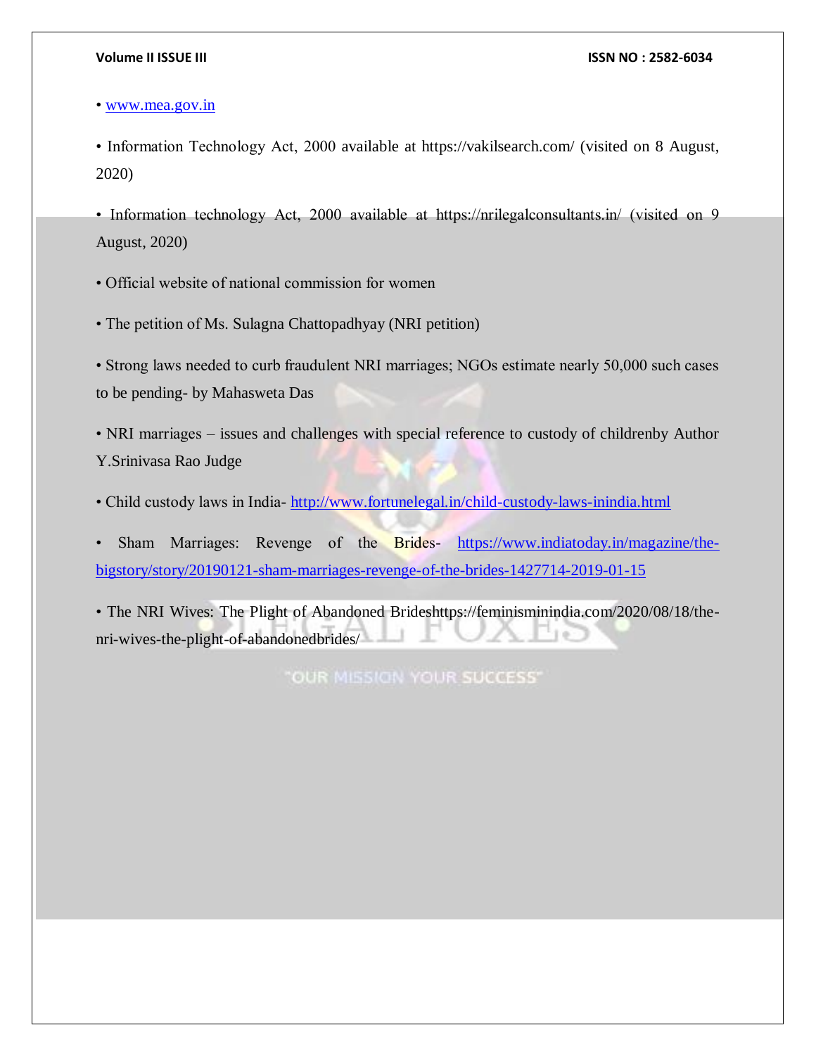- www.mea.gov.in
- Information Technology Act, 2000 available at https://vakilsearch.com/ (visited on 8 August, 2020)
- Information technology Act, 2000 available at https://nrilegalconsultants.in/ (visited on 9 August, 2020)
- Official website of national commission for women
- The petition of Ms. Sulagna Chattopadhyay (NRI petition)
- Strong laws needed to curb fraudulent NRI marriages; NGOs estimate nearly 50,000 such cases to be pending- by Mahasweta Das
- NRI marriages – issues and challenges with special reference to custody of childrenby Author Y.Srinivasa Rao Judge
- Child custody laws in India- http://www.fortunelegal.in/child-custody-laws-inindia.html
- Sham Marriages: Revenge of the Brides- https://www.indiatoday.in/magazine/the-bigstory/story/20190121-sham-marriages-revenge-of-the-brides-1427714-2019-01-15
- The NRI Wives: The Plight of Abandoned Brideshttps://feminisminindia.com/2020/08/18/the-nri-wives-the-plight-of-abandonedbrides/